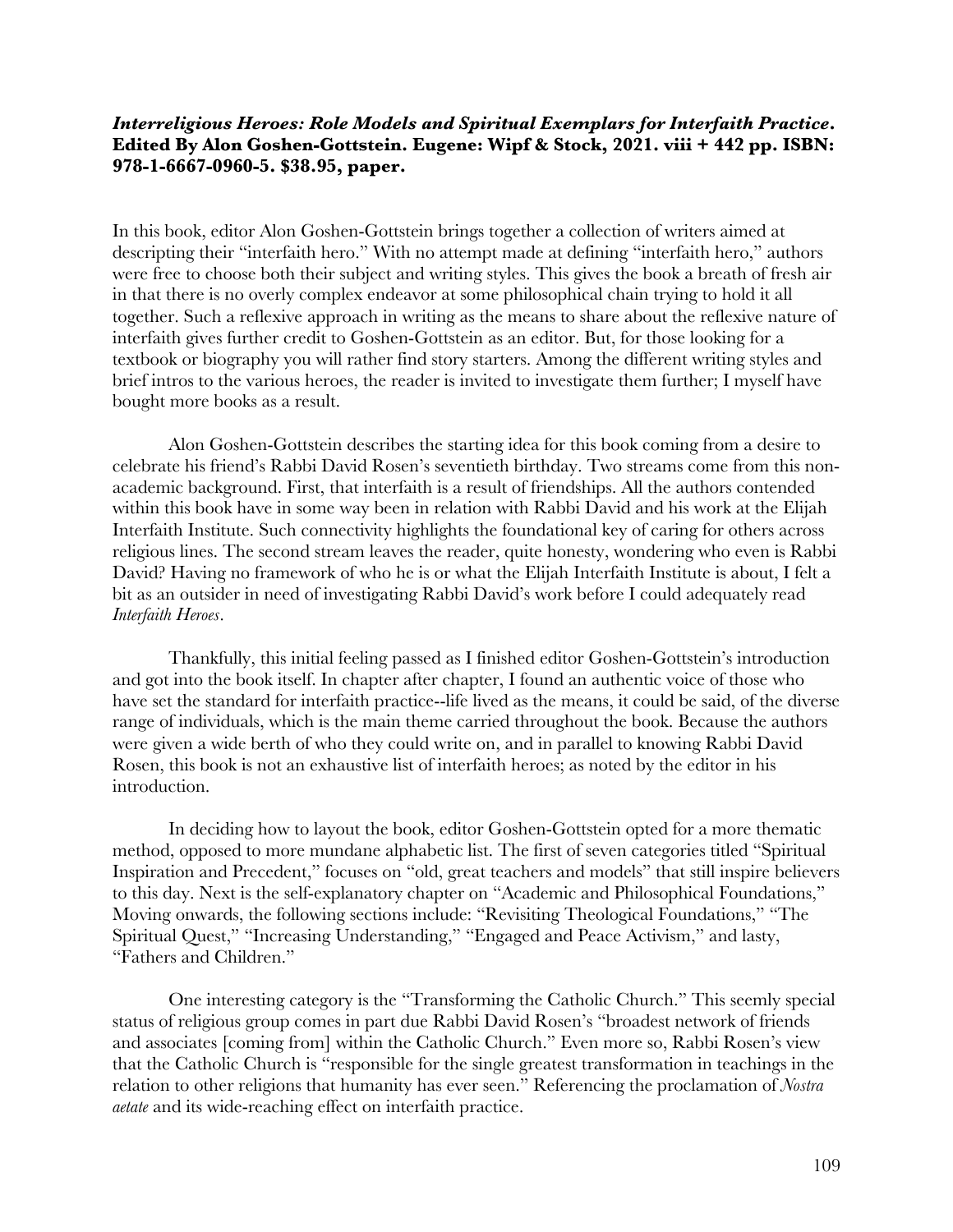***Interreligious Heroes: Role Models and Spiritual Exemplars for Interfaith Practice*. Edited By Alon Goshen-Gottstein. Eugene: Wipf & Stock, 2021. viii + 442 pp. ISBN: 978-1-6667-0960-5. $38.95, paper.**

In this book, editor Alon Goshen-Gottstein brings together a collection of writers aimed at descripting their "interfaith hero." With no attempt made at defining "interfaith hero," authors were free to choose both their subject and writing styles. This gives the book a breath of fresh air in that there is no overly complex endeavor at some philosophical chain trying to hold it all together. Such a reflexive approach in writing as the means to share about the reflexive nature of interfaith gives further credit to Goshen-Gottstein as an editor. But, for those looking for a textbook or biography you will rather find story starters. Among the different writing styles and brief intros to the various heroes, the reader is invited to investigate them further; I myself have bought more books as a result.

Alon Goshen-Gottstein describes the starting idea for this book coming from a desire to celebrate his friend's Rabbi David Rosen's seventieth birthday. Two streams come from this non-academic background. First, that interfaith is a result of friendships. All the authors contended within this book have in some way been in relation with Rabbi David and his work at the Elijah Interfaith Institute. Such connectivity highlights the foundational key of caring for others across religious lines. The second stream leaves the reader, quite honesty, wondering who even is Rabbi David? Having no framework of who he is or what the Elijah Interfaith Institute is about, I felt a bit as an outsider in need of investigating Rabbi David's work before I could adequately read *Interfaith Heroes*.

Thankfully, this initial feeling passed as I finished editor Goshen-Gottstein's introduction and got into the book itself. In chapter after chapter, I found an authentic voice of those who have set the standard for interfaith practice--life lived as the means, it could be said, of the diverse range of individuals, which is the main theme carried throughout the book. Because the authors were given a wide berth of who they could write on, and in parallel to knowing Rabbi David Rosen, this book is not an exhaustive list of interfaith heroes; as noted by the editor in his introduction.

In deciding how to layout the book, editor Goshen-Gottstein opted for a more thematic method, opposed to more mundane alphabetic list. The first of seven categories titled "Spiritual Inspiration and Precedent," focuses on "old, great teachers and models" that still inspire believers to this day. Next is the self-explanatory chapter on "Academic and Philosophical Foundations," Moving onwards, the following sections include: "Revisiting Theological Foundations," "The Spiritual Quest," "Increasing Understanding," "Engaged and Peace Activism," and lasty, "Fathers and Children."

One interesting category is the "Transforming the Catholic Church." This seemly special status of religious group comes in part due Rabbi David Rosen's "broadest network of friends and associates [coming from] within the Catholic Church." Even more so, Rabbi Rosen's view that the Catholic Church is "responsible for the single greatest transformation in teachings in the relation to other religions that humanity has ever seen." Referencing the proclamation of *Nostra aetate* and its wide-reaching effect on interfaith practice.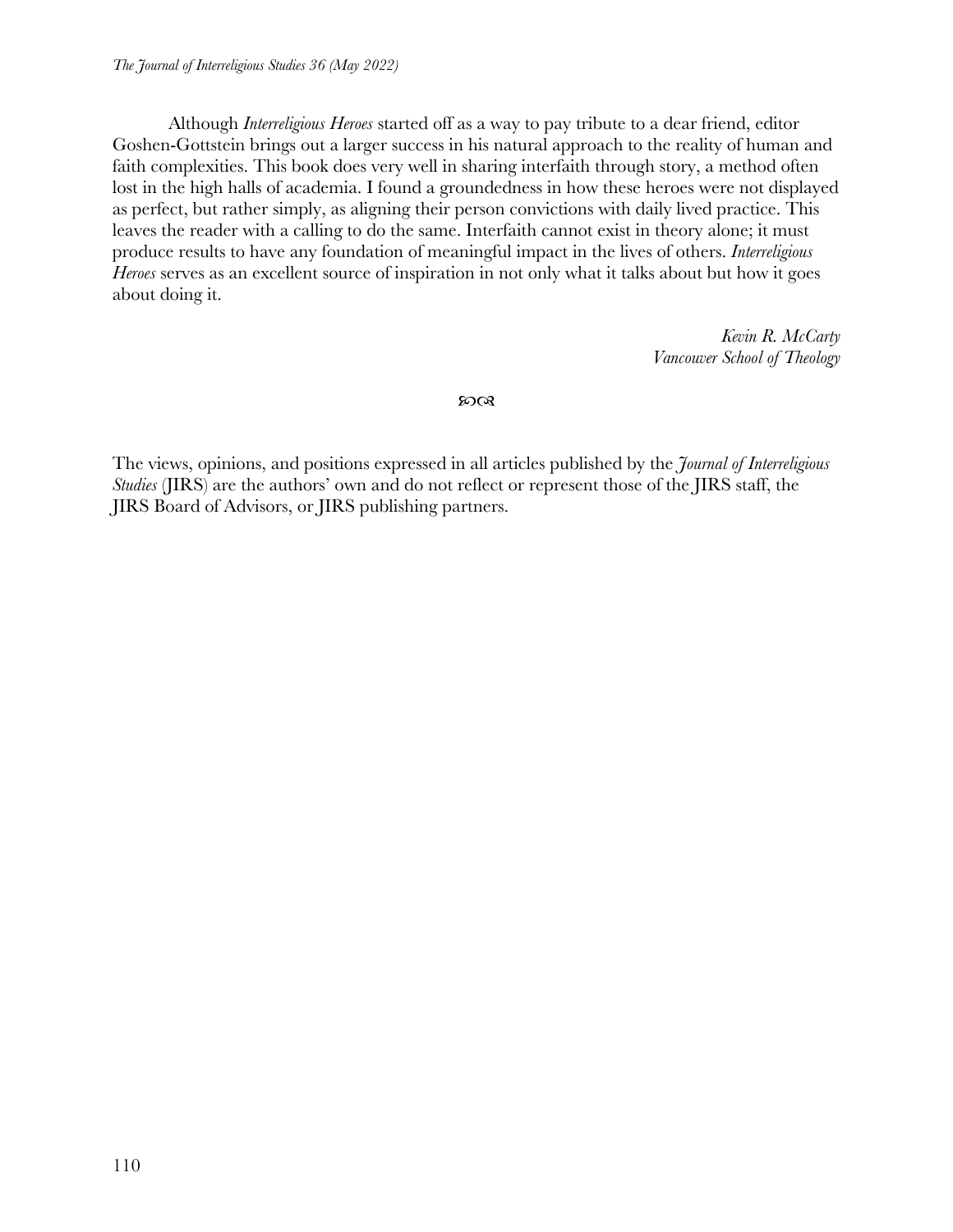Although *Interreligious Heroes* started off as a way to pay tribute to a dear friend, editor Goshen-Gottstein brings out a larger success in his natural approach to the reality of human and faith complexities. This book does very well in sharing interfaith through story, a method often lost in the high halls of academia. I found a groundedness in how these heroes were not displayed as perfect, but rather simply, as aligning their person convictions with daily lived practice. This leaves the reader with a calling to do the same. Interfaith cannot exist in theory alone; it must produce results to have any foundation of meaningful impact in the lives of others. *Interreligious Heroes* serves as an excellent source of inspiration in not only what it talks about but how it goes about doing it.

*Kevin R. McCarty*
*Vancouver School of Theology*

ᢀ

The views, opinions, and positions expressed in all articles published by the *Journal of Interreligious Studies* (JIRS) are the authors' own and do not reflect or represent those of the JIRS staff, the JIRS Board of Advisors, or JIRS publishing partners.